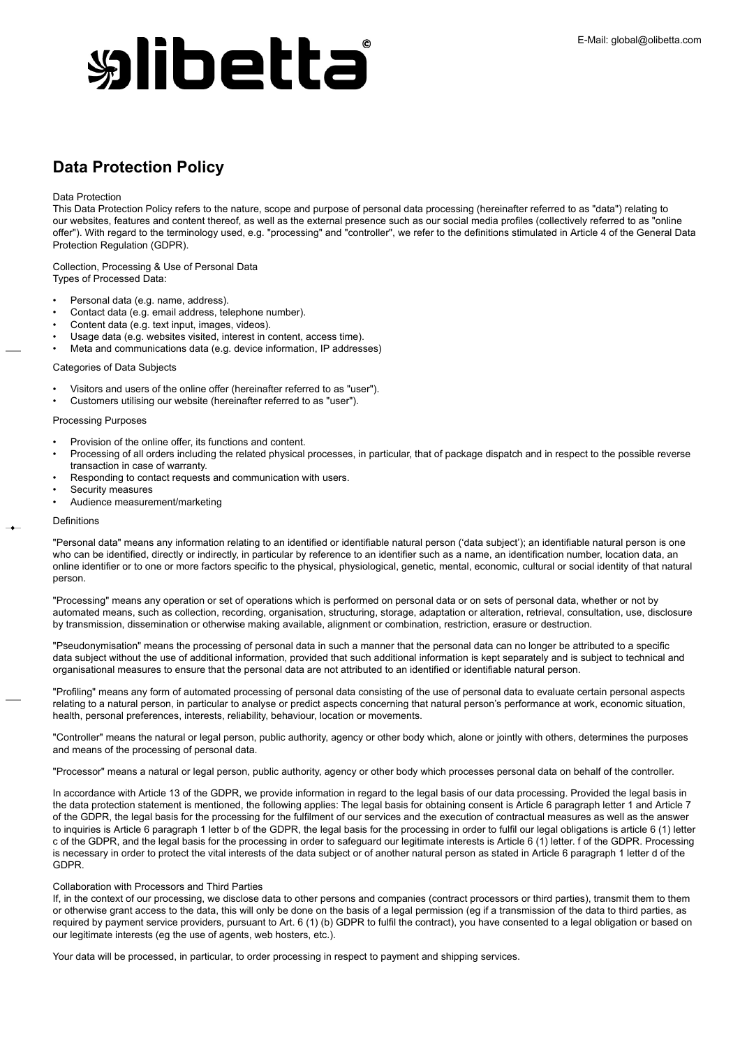E-Mail: global@olibetta.com

# Data Protection Policy

Data Protection
This Data Protection Policy refers to the nature, scope and purpose of personal data processing (hereinafter referred to as "data") relating to our websites, features and content thereof, as well as the external presence such as our social media profiles (collectively referred to as "online offer"). With regard to the terminology used, e.g. "processing" and "controller", we refer to the definitions stimulated in Article 4 of the General Data Protection Regulation (GDPR).

Collection, Processing & Use of Personal Data
Types of Processed Data:

- Personal data (e.g. name, address).
- Contact data (e.g. email address, telephone number).
- Content data (e.g. text input, images, videos).
- Usage data (e.g. websites visited, interest in content, access time).
- Meta and communications data (e.g. device information, IP addresses)

Categories of Data Subjects

- Visitors and users of the online offer (hereinafter referred to as "user").
- Customers utilising our website (hereinafter referred to as "user").

Processing Purposes

- Provision of the online offer, its functions and content.
- Processing of all orders including the related physical processes, in particular, that of package dispatch and in respect to the possible reverse transaction in case of warranty.
- Responding to contact requests and communication with users.
- Security measures
- Audience measurement/marketing

Definitions

"Personal data" means any information relating to an identified or identifiable natural person ('data subject'); an identifiable natural person is one who can be identified, directly or indirectly, in particular by reference to an identifier such as a name, an identification number, location data, an online identifier or to one or more factors specific to the physical, physiological, genetic, mental, economic, cultural or social identity of that natural person.

"Processing" means any operation or set of operations which is performed on personal data or on sets of personal data, whether or not by automated means, such as collection, recording, organisation, structuring, storage, adaptation or alteration, retrieval, consultation, use, disclosure by transmission, dissemination or otherwise making available, alignment or combination, restriction, erasure or destruction.

"Pseudonymisation" means the processing of personal data in such a manner that the personal data can no longer be attributed to a specific data subject without the use of additional information, provided that such additional information is kept separately and is subject to technical and organisational measures to ensure that the personal data are not attributed to an identified or identifiable natural person.

"Profiling" means any form of automated processing of personal data consisting of the use of personal data to evaluate certain personal aspects relating to a natural person, in particular to analyse or predict aspects concerning that natural person's performance at work, economic situation, health, personal preferences, interests, reliability, behaviour, location or movements.

"Controller" means the natural or legal person, public authority, agency or other body which, alone or jointly with others, determines the purposes and means of the processing of personal data.

"Processor" means a natural or legal person, public authority, agency or other body which processes personal data on behalf of the controller.

In accordance with Article 13 of the GDPR, we provide information in regard to the legal basis of our data processing. Provided the legal basis in the data protection statement is mentioned, the following applies: The legal basis for obtaining consent is Article 6 paragraph letter 1 and Article 7 of the GDPR, the legal basis for the processing for the fulfilment of our services and the execution of contractual measures as well as the answer to inquiries is Article 6 paragraph 1 letter b of the GDPR, the legal basis for the processing in order to fulfil our legal obligations is article 6 (1) letter c of the GDPR, and the legal basis for the processing in order to safeguard our legitimate interests is Article 6 (1) letter. f of the GDPR. Processing is necessary in order to protect the vital interests of the data subject or of another natural person as stated in Article 6 paragraph 1 letter d of the GDPR.

Collaboration with Processors and Third Parties
If, in the context of our processing, we disclose data to other persons and companies (contract processors or third parties), transmit them to them or otherwise grant access to the data, this will only be done on the basis of a legal permission (eg if a transmission of the data to third parties, as required by payment service providers, pursuant to Art. 6 (1) (b) GDPR to fulfil the contract), you have consented to a legal obligation or based on our legitimate interests (eg the use of agents, web hosters, etc.).

Your data will be processed, in particular, to order processing in respect to payment and shipping services.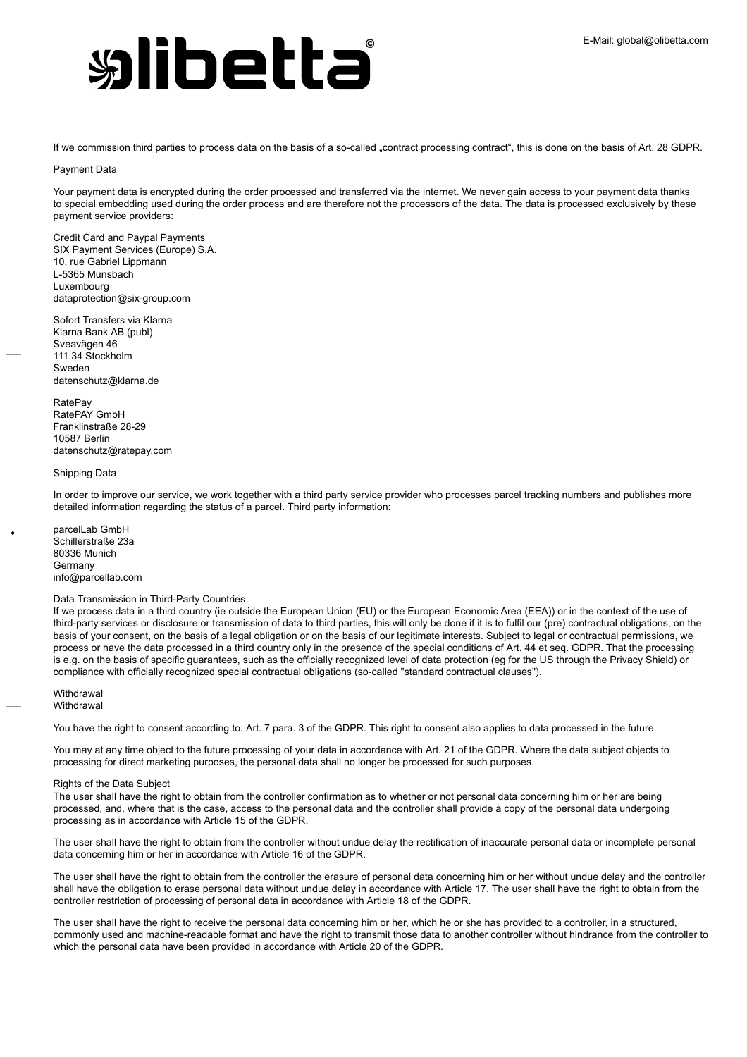If we commission third parties to process data on the basis of a so-called „contract processing contract", this is done on the basis of Art. 28 GDPR.

Payment Data

Your payment data is encrypted during the order processed and transferred via the internet. We never gain access to your payment data thanks to special embedding used during the order process and are therefore not the processors of the data. The data is processed exclusively by these payment service providers:

Credit Card and Paypal Payments
SIX Payment Services (Europe) S.A.
10, rue Gabriel Lippmann
L-5365 Munsbach
Luxembourg
dataprotection@six-group.com

Sofort Transfers via Klarna
Klarna Bank AB (publ)
Sveavägen 46
111 34 Stockholm
Sweden
datenschutz@klarna.de

RatePay
RatePAY GmbH
Franklinstraße 28-29
10587 Berlin
datenschutz@ratepay.com

Shipping Data

In order to improve our service, we work together with a third party service provider who processes parcel tracking numbers and publishes more detailed information regarding the status of a parcel. Third party information:

parcelLab GmbH
Schillerstraße 23a
80336 Munich
Germany
info@parcellab.com

Data Transmission in Third-Party Countries
If we process data in a third country (ie outside the European Union (EU) or the European Economic Area (EEA)) or in the context of the use of third-party services or disclosure or transmission of data to third parties, this will only be done if it is to fulfil our (pre) contractual obligations, on the basis of your consent, on the basis of a legal obligation or on the basis of our legitimate interests. Subject to legal or contractual permissions, we process or have the data processed in a third country only in the presence of the special conditions of Art. 44 et seq. GDPR. That the processing is e.g. on the basis of specific guarantees, such as the officially recognized level of data protection (eg for the US through the Privacy Shield) or compliance with officially recognized special contractual obligations (so-called "standard contractual clauses").

Withdrawal
Withdrawal

You have the right to consent according to. Art. 7 para. 3 of the GDPR. This right to consent also applies to data processed in the future.

You may at any time object to the future processing of your data in accordance with Art. 21 of the GDPR. Where the data subject objects to processing for direct marketing purposes, the personal data shall no longer be processed for such purposes.

Rights of the Data Subject
The user shall have the right to obtain from the controller confirmation as to whether or not personal data concerning him or her are being processed, and, where that is the case, access to the personal data and the controller shall provide a copy of the personal data undergoing processing as in accordance with Article 15 of the GDPR.

The user shall have the right to obtain from the controller without undue delay the rectification of inaccurate personal data or incomplete personal data concerning him or her in accordance with Article 16 of the GDPR.

The user shall have the right to obtain from the controller the erasure of personal data concerning him or her without undue delay and the controller shall have the obligation to erase personal data without undue delay in accordance with Article 17. The user shall have the right to obtain from the controller restriction of processing of personal data in accordance with Article 18 of the GDPR.

The user shall have the right to receive the personal data concerning him or her, which he or she has provided to a controller, in a structured, commonly used and machine-readable format and have the right to transmit those data to another controller without hindrance from the controller to which the personal data have been provided in accordance with Article 20 of the GDPR.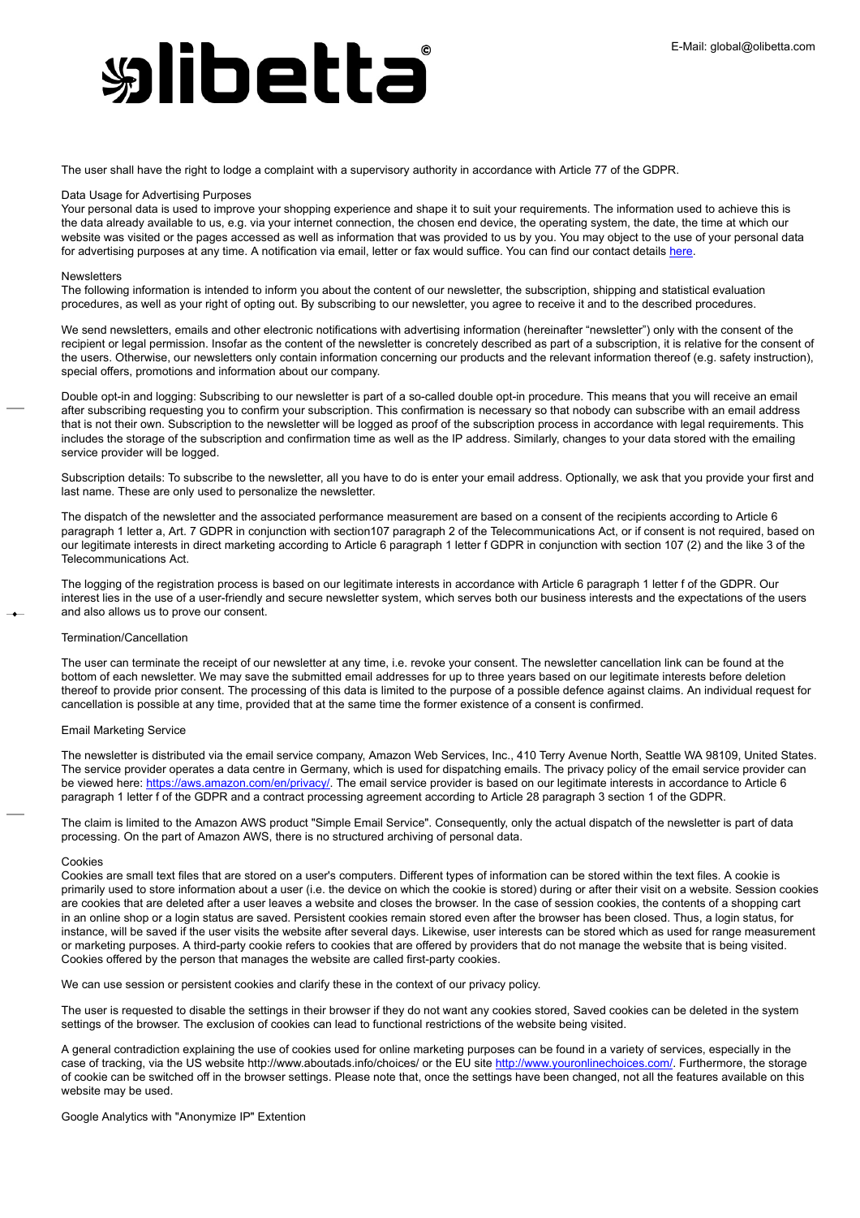The user shall have the right to lodge a complaint with a supervisory authority in accordance with Article 77 of the GDPR.

## Data Usage for Advertising Purposes

Your personal data is used to improve your shopping experience and shape it to suit your requirements. The information used to achieve this is the data already available to us, e.g. via your internet connection, the chosen end device, the operating system, the date, the time at which our website was visited or the pages accessed as well as information that was provided to us by you. You may object to the use of your personal data for advertising purposes at any time. A notification via email, letter or fax would suffice. You can find our contact details [here](here).

## Newsletters

The following information is intended to inform you about the content of our newsletter, the subscription, shipping and statistical evaluation procedures, as well as your right of opting out. By subscribing to our newsletter, you agree to receive it and to the described procedures.

We send newsletters, emails and other electronic notifications with advertising information (hereinafter “newsletter”) only with the consent of the recipient or legal permission. Insofar as the content of the newsletter is concretely described as part of a subscription, it is relative for the consent of the users. Otherwise, our newsletters only contain information concerning our products and the relevant information thereof (e.g. safety instruction), special offers, promotions and information about our company.

Double opt-in and logging: Subscribing to our newsletter is part of a so-called double opt-in procedure. This means that you will receive an email after subscribing requesting you to confirm your subscription. This confirmation is necessary so that nobody can subscribe with an email address that is not their own. Subscription to the newsletter will be logged as proof of the subscription process in accordance with legal requirements. This includes the storage of the subscription and confirmation time as well as the IP address. Similarly, changes to your data stored with the emailing service provider will be logged.

Subscription details: To subscribe to the newsletter, all you have to do is enter your email address. Optionally, we ask that you provide your first and last name. These are only used to personalize the newsletter.

The dispatch of the newsletter and the associated performance measurement are based on a consent of the recipients according to Article 6 paragraph 1 letter a, Art. 7 GDPR in conjunction with section107 paragraph 2 of the Telecommunications Act, or if consent is not required, based on our legitimate interests in direct marketing according to Article 6 paragraph 1 letter f GDPR in conjunction with section 107 (2) and the like 3 of the Telecommunications Act.

The logging of the registration process is based on our legitimate interests in accordance with Article 6 paragraph 1 letter f of the GDPR. Our interest lies in the use of a user-friendly and secure newsletter system, which serves both our business interests and the expectations of the users and also allows us to prove our consent.

## Termination/Cancellation

The user can terminate the receipt of our newsletter at any time, i.e. revoke your consent. The newsletter cancellation link can be found at the bottom of each newsletter. We may save the submitted email addresses for up to three years based on our legitimate interests before deletion thereof to provide prior consent. The processing of this data is limited to the purpose of a possible defence against claims. An individual request for cancellation is possible at any time, provided that at the same time the former existence of a consent is confirmed.

## Email Marketing Service

The newsletter is distributed via the email service company, Amazon Web Services, Inc., 410 Terry Avenue North, Seattle WA 98109, United States. The service provider operates a data centre in Germany, which is used for dispatching emails. The privacy policy of the email service provider can be viewed here: [https://aws.amazon.com/en/privacy/](https://aws.amazon.com/en/privacy/). The email service provider is based on our legitimate interests in accordance to Article 6 paragraph 1 letter f of the GDPR and a contract processing agreement according to Article 28 paragraph 3 section 1 of the GDPR.

The claim is limited to the Amazon AWS product "Simple Email Service". Consequently, only the actual dispatch of the newsletter is part of data processing. On the part of Amazon AWS, there is no structured archiving of personal data.

## Cookies

Cookies are small text files that are stored on a user's computers. Different types of information can be stored within the text files. A cookie is primarily used to store information about a user (i.e. the device on which the cookie is stored) during or after their visit on a website. Session cookies are cookies that are deleted after a user leaves a website and closes the browser. In the case of session cookies, the contents of a shopping cart in an online shop or a login status are saved. Persistent cookies remain stored even after the browser has been closed. Thus, a login status, for instance, will be saved if the user visits the website after several days. Likewise, user interests can be stored which as used for range measurement or marketing purposes. A third-party cookie refers to cookies that are offered by providers that do not manage the website that is being visited. Cookies offered by the person that manages the website are called first-party cookies.

We can use session or persistent cookies and clarify these in the context of our privacy policy.

The user is requested to disable the settings in their browser if they do not want any cookies stored, Saved cookies can be deleted in the system settings of the browser. The exclusion of cookies can lead to functional restrictions of the website being visited.

A general contradiction explaining the use of cookies used for online marketing purposes can be found in a variety of services, especially in the case of tracking, via the US website http://www.aboutads.info/choices/ or the EU site [http://www.youronlinechoices.com/](http://www.youronlinechoices.com/). Furthermore, the storage of cookie can be switched off in the browser settings. Please note that, once the settings have been changed, not all the features available on this website may be used.

## Google Analytics with "Anonymize IP" Extention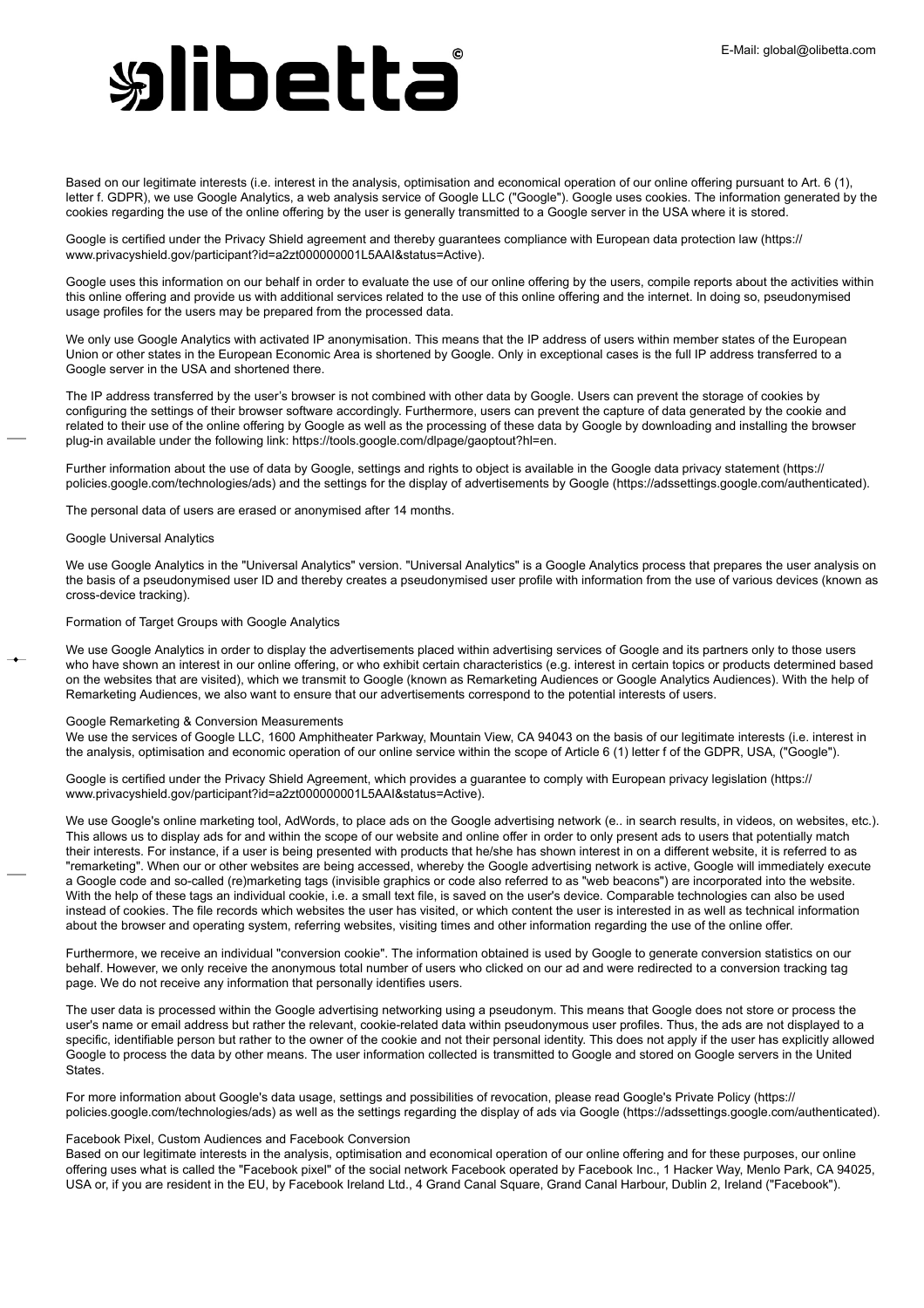Based on our legitimate interests (i.e. interest in the analysis, optimisation and economical operation of our online offering pursuant to Art. 6 (1), letter f. GDPR), we use Google Analytics, a web analysis service of Google LLC ("Google"). Google uses cookies. The information generated by the cookies regarding the use of the online offering by the user is generally transmitted to a Google server in the USA where it is stored.

Google is certified under the Privacy Shield agreement and thereby guarantees compliance with European data protection law (https://www.privacyshield.gov/participant?id=a2zt000000001L5AAI&status=Active).

Google uses this information on our behalf in order to evaluate the use of our online offering by the users, compile reports about the activities within this online offering and provide us with additional services related to the use of this online offering and the internet. In doing so, pseudonymised usage profiles for the users may be prepared from the processed data.

We only use Google Analytics with activated IP anonymisation. This means that the IP address of users within member states of the European Union or other states in the European Economic Area is shortened by Google. Only in exceptional cases is the full IP address transferred to a Google server in the USA and shortened there.

The IP address transferred by the user's browser is not combined with other data by Google. Users can prevent the storage of cookies by configuring the settings of their browser software accordingly. Furthermore, users can prevent the capture of data generated by the cookie and related to their use of the online offering by Google as well as the processing of these data by Google by downloading and installing the browser plug-in available under the following link: https://tools.google.com/dlpage/gaoptout?hl=en.

Further information about the use of data by Google, settings and rights to object is available in the Google data privacy statement (https://policies.google.com/technologies/ads) and the settings for the display of advertisements by Google (https://adssettings.google.com/authenticated).

The personal data of users are erased or anonymised after 14 months.

Google Universal Analytics

We use Google Analytics in the "Universal Analytics" version. "Universal Analytics" is a Google Analytics process that prepares the user analysis on the basis of a pseudonymised user ID and thereby creates a pseudonymised user profile with information from the use of various devices (known as cross-device tracking).

Formation of Target Groups with Google Analytics

We use Google Analytics in order to display the advertisements placed within advertising services of Google and its partners only to those users who have shown an interest in our online offering, or who exhibit certain characteristics (e.g. interest in certain topics or products determined based on the websites that are visited), which we transmit to Google (known as Remarketing Audiences or Google Analytics Audiences). With the help of Remarketing Audiences, we also want to ensure that our advertisements correspond to the potential interests of users.

Google Remarketing & Conversion Measurements

We use the services of Google LLC, 1600 Amphitheater Parkway, Mountain View, CA 94043 on the basis of our legitimate interests (i.e. interest in the analysis, optimisation and economic operation of our online service within the scope of Article 6 (1) letter f of the GDPR, USA, ("Google").

Google is certified under the Privacy Shield Agreement, which provides a guarantee to comply with European privacy legislation (https://www.privacyshield.gov/participant?id=a2zt000000001L5AAI&status=Active).

We use Google's online marketing tool, AdWords, to place ads on the Google advertising network (e.. in search results, in videos, on websites, etc.). This allows us to display ads for and within the scope of our website and online offer in order to only present ads to users that potentially match their interests. For instance, if a user is being presented with products that he/she has shown interest in on a different website, it is referred to as "remarketing". When our or other websites are being accessed, whereby the Google advertising network is active, Google will immediately execute a Google code and so-called (re)marketing tags (invisible graphics or code also referred to as "web beacons") are incorporated into the website. With the help of these tags an individual cookie, i.e. a small text file, is saved on the user's device. Comparable technologies can also be used instead of cookies. The file records which websites the user has visited, or which content the user is interested in as well as technical information about the browser and operating system, referring websites, visiting times and other information regarding the use of the online offer.

Furthermore, we receive an individual "conversion cookie". The information obtained is used by Google to generate conversion statistics on our behalf. However, we only receive the anonymous total number of users who clicked on our ad and were redirected to a conversion tracking tag page. We do not receive any information that personally identifies users.

The user data is processed within the Google advertising networking using a pseudonym. This means that Google does not store or process the user's name or email address but rather the relevant, cookie-related data within pseudonymous user profiles. Thus, the ads are not displayed to a specific, identifiable person but rather to the owner of the cookie and not their personal identity. This does not apply if the user has explicitly allowed Google to process the data by other means. The user information collected is transmitted to Google and stored on Google servers in the United States.

For more information about Google's data usage, settings and possibilities of revocation, please read Google's Private Policy (https://policies.google.com/technologies/ads) as well as the settings regarding the display of ads via Google (https://adssettings.google.com/authenticated).

Facebook Pixel, Custom Audiences and Facebook Conversion

Based on our legitimate interests in the analysis, optimisation and economical operation of our online offering and for these purposes, our online offering uses what is called the "Facebook pixel" of the social network Facebook operated by Facebook Inc., 1 Hacker Way, Menlo Park, CA 94025, USA or, if you are resident in the EU, by Facebook Ireland Ltd., 4 Grand Canal Square, Grand Canal Harbour, Dublin 2, Ireland ("Facebook").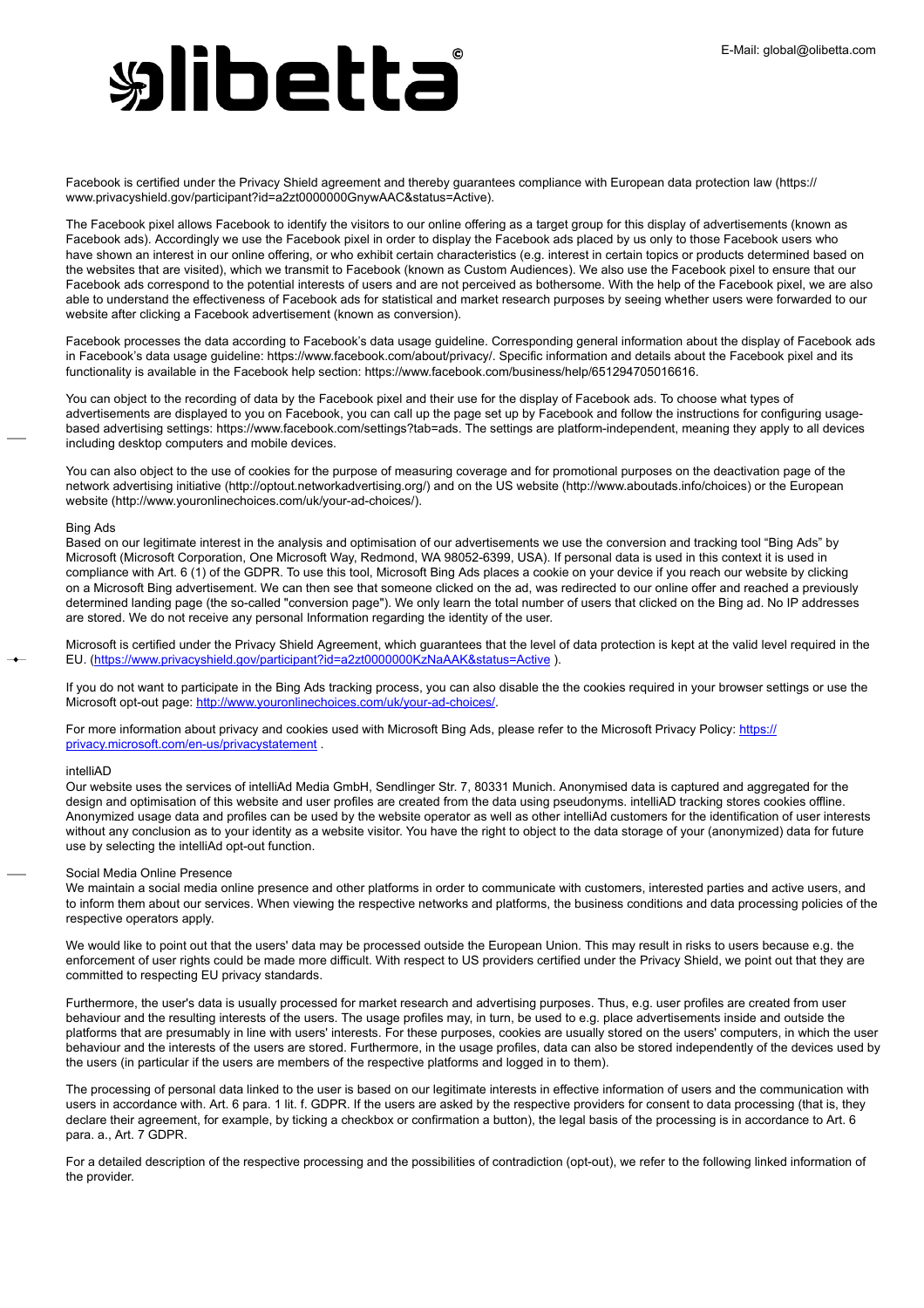Facebook is certified under the Privacy Shield agreement and thereby guarantees compliance with European data protection law (https://www.privacyshield.gov/participant?id=a2zt0000000GnywAAC&status=Active).

The Facebook pixel allows Facebook to identify the visitors to our online offering as a target group for this display of advertisements (known as Facebook ads). Accordingly we use the Facebook pixel in order to display the Facebook ads placed by us only to those Facebook users who have shown an interest in our online offering, or who exhibit certain characteristics (e.g. interest in certain topics or products determined based on the websites that are visited), which we transmit to Facebook (known as Custom Audiences). We also use the Facebook pixel to ensure that our Facebook ads correspond to the potential interests of users and are not perceived as bothersome. With the help of the Facebook pixel, we are also able to understand the effectiveness of Facebook ads for statistical and market research purposes by seeing whether users were forwarded to our website after clicking a Facebook advertisement (known as conversion).

Facebook processes the data according to Facebook's data usage guideline. Corresponding general information about the display of Facebook ads in Facebook's data usage guideline: https://www.facebook.com/about/privacy/. Specific information and details about the Facebook pixel and its functionality is available in the Facebook help section: https://www.facebook.com/business/help/651294705016616.

You can object to the recording of data by the Facebook pixel and their use for the display of Facebook ads. To choose what types of advertisements are displayed to you on Facebook, you can call up the page set up by Facebook and follow the instructions for configuring usage-based advertising settings: https://www.facebook.com/settings?tab=ads. The settings are platform-independent, meaning they apply to all devices including desktop computers and mobile devices.

You can also object to the use of cookies for the purpose of measuring coverage and for promotional purposes on the deactivation page of the network advertising initiative (http://optout.networkadvertising.org/) and on the US website (http://www.aboutads.info/choices) or the European website (http://www.youronlinechoices.com/uk/your-ad-choices/).

Bing Ads
Based on our legitimate interest in the analysis and optimisation of our advertisements we use the conversion and tracking tool "Bing Ads" by Microsoft (Microsoft Corporation, One Microsoft Way, Redmond, WA 98052-6399, USA). If personal data is used in this context it is used in compliance with Art. 6 (1) of the GDPR. To use this tool, Microsoft Bing Ads places a cookie on your device if you reach our website by clicking on a Microsoft Bing advertisement. We can then see that someone clicked on the ad, was redirected to our online offer and reached a previously determined landing page (the so-called "conversion page"). We only learn the total number of users that clicked on the Bing ad. No IP addresses are stored. We do not receive any personal Information regarding the identity of the user.

Microsoft is certified under the Privacy Shield Agreement, which guarantees that the level of data protection is kept at the valid level required in the EU. (https://www.privacyshield.gov/participant?id=a2zt0000000KzNaAAK&status=Active ).

If you do not want to participate in the Bing Ads tracking process, you can also disable the the cookies required in your browser settings or use the Microsoft opt-out page: http://www.youronlinechoices.com/uk/your-ad-choices/.

For more information about privacy and cookies used with Microsoft Bing Ads, please refer to the Microsoft Privacy Policy: https://privacy.microsoft.com/en-us/privacystatement .

intelliAD
Our website uses the services of intelliAd Media GmbH, Sendlinger Str. 7, 80331 Munich. Anonymised data is captured and aggregated for the design and optimisation of this website and user profiles are created from the data using pseudonyms. intelliAD tracking stores cookies offline. Anonymized usage data and profiles can be used by the website operator as well as other intelliAd customers for the identification of user interests without any conclusion as to your identity as a website visitor. You have the right to object to the data storage of your (anonymized) data for future use by selecting the intelliAd opt-out function.

Social Media Online Presence
We maintain a social media online presence and other platforms in order to communicate with customers, interested parties and active users, and to inform them about our services. When viewing the respective networks and platforms, the business conditions and data processing policies of the respective operators apply.

We would like to point out that the users' data may be processed outside the European Union. This may result in risks to users because e.g. the enforcement of user rights could be made more difficult. With respect to US providers certified under the Privacy Shield, we point out that they are committed to respecting EU privacy standards.

Furthermore, the user's data is usually processed for market research and advertising purposes. Thus, e.g. user profiles are created from user behaviour and the resulting interests of the users. The usage profiles may, in turn, be used to e.g. place advertisements inside and outside the platforms that are presumably in line with users' interests. For these purposes, cookies are usually stored on the users' computers, in which the user behaviour and the interests of the users are stored. Furthermore, in the usage profiles, data can also be stored independently of the devices used by the users (in particular if the users are members of the respective platforms and logged in to them).

The processing of personal data linked to the user is based on our legitimate interests in effective information of users and the communication with users in accordance with. Art. 6 para. 1 lit. f. GDPR. If the users are asked by the respective providers for consent to data processing (that is, they declare their agreement, for example, by ticking a checkbox or confirmation a button), the legal basis of the processing is in accordance to Art. 6 para. a., Art. 7 GDPR.

For a detailed description of the respective processing and the possibilities of contradiction (opt-out), we refer to the following linked information of the provider.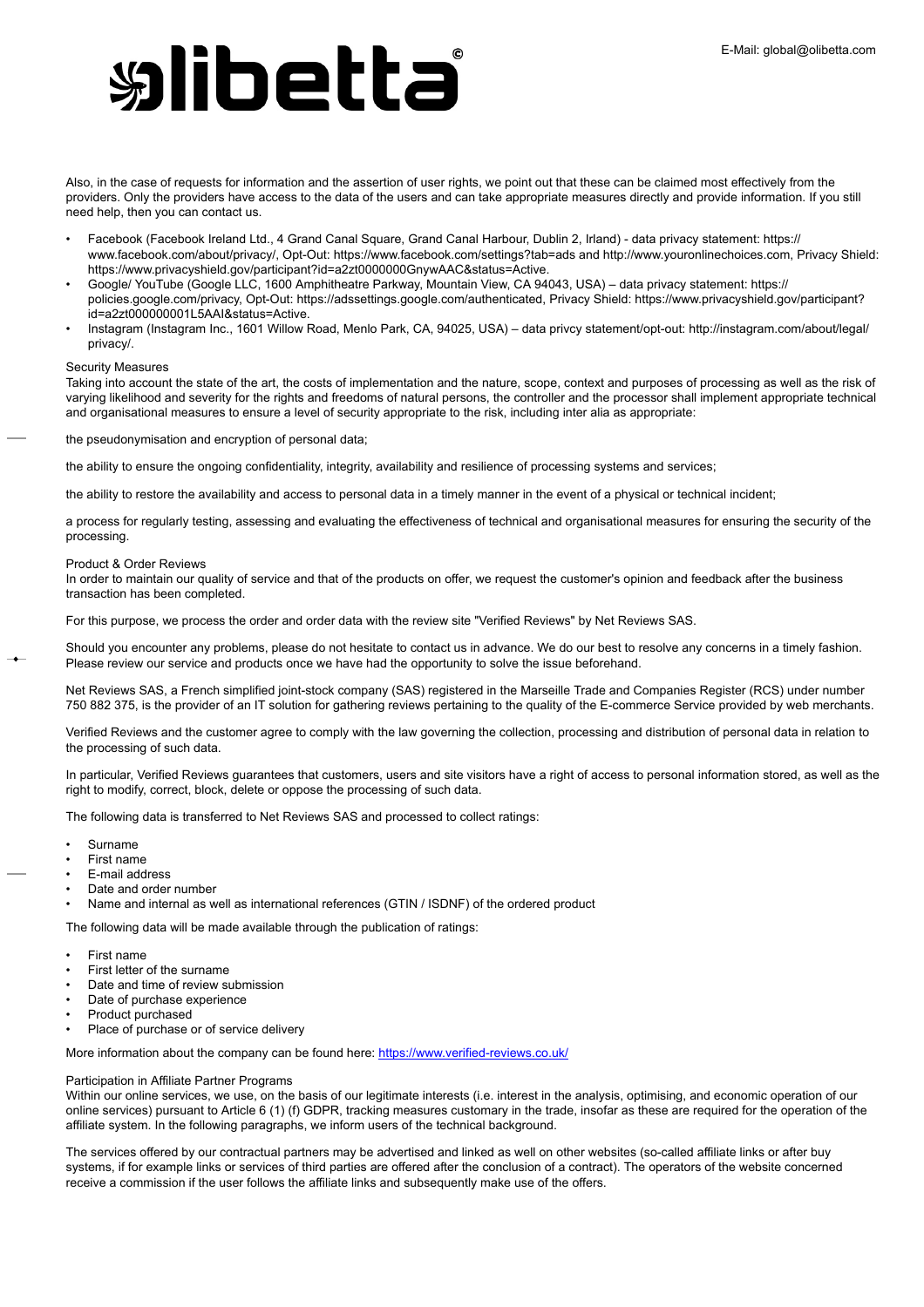Also, in the case of requests for information and the assertion of user rights, we point out that these can be claimed most effectively from the providers. Only the providers have access to the data of the users and can take appropriate measures directly and provide information. If you still need help, then you can contact us.

- Facebook (Facebook Ireland Ltd., 4 Grand Canal Square, Grand Canal Harbour, Dublin 2, Irland) - data privacy statement: https://www.facebook.com/about/privacy/, Opt-Out: https://www.facebook.com/settings?tab=ads and http://www.youronlinechoices.com, Privacy Shield: https://www.privacyshield.gov/participant?id=a2zt0000000GnywAAC&status=Active.
- Google/ YouTube (Google LLC, 1600 Amphitheatre Parkway, Mountain View, CA 94043, USA) – data privacy statement: https://policies.google.com/privacy, Opt-Out: https://adssettings.google.com/authenticated, Privacy Shield: https://www.privacyshield.gov/participant?id=a2zt000000001L5AAI&status=Active.
- Instagram (Instagram Inc., 1601 Willow Road, Menlo Park, CA, 94025, USA) – data privcy statement/opt-out: http://instagram.com/about/legal/privacy/.

Security Measures

Taking into account the state of the art, the costs of implementation and the nature, scope, context and purposes of processing as well as the risk of varying likelihood and severity for the rights and freedoms of natural persons, the controller and the processor shall implement appropriate technical and organisational measures to ensure a level of security appropriate to the risk, including inter alia as appropriate:

the pseudonymisation and encryption of personal data;

the ability to ensure the ongoing confidentiality, integrity, availability and resilience of processing systems and services;

the ability to restore the availability and access to personal data in a timely manner in the event of a physical or technical incident;

a process for regularly testing, assessing and evaluating the effectiveness of technical and organisational measures for ensuring the security of the processing.

Product & Order Reviews

In order to maintain our quality of service and that of the products on offer, we request the customer's opinion and feedback after the business transaction has been completed.

For this purpose, we process the order and order data with the review site "Verified Reviews" by Net Reviews SAS.

Should you encounter any problems, please do not hesitate to contact us in advance. We do our best to resolve any concerns in a timely fashion. Please review our service and products once we have had the opportunity to solve the issue beforehand.

Net Reviews SAS, a French simplified joint-stock company (SAS) registered in the Marseille Trade and Companies Register (RCS) under number 750 882 375, is the provider of an IT solution for gathering reviews pertaining to the quality of the E-commerce Service provided by web merchants.

Verified Reviews and the customer agree to comply with the law governing the collection, processing and distribution of personal data in relation to the processing of such data.

In particular, Verified Reviews guarantees that customers, users and site visitors have a right of access to personal information stored, as well as the right to modify, correct, block, delete or oppose the processing of such data.

The following data is transferred to Net Reviews SAS and processed to collect ratings:

- Surname
- First name
- E-mail address
- Date and order number
- Name and internal as well as international references (GTIN / ISDNF) of the ordered product

The following data will be made available through the publication of ratings:

- First name
- First letter of the surname
- Date and time of review submission
- Date of purchase experience
- Product purchased
- Place of purchase or of service delivery

More information about the company can be found here: https://www.verified-reviews.co.uk/

Participation in Affiliate Partner Programs

Within our online services, we use, on the basis of our legitimate interests (i.e. interest in the analysis, optimising, and economic operation of our online services) pursuant to Article 6 (1) (f) GDPR, tracking measures customary in the trade, insofar as these are required for the operation of the affiliate system. In the following paragraphs, we inform users of the technical background.

The services offered by our contractual partners may be advertised and linked as well on other websites (so-called affiliate links or after buy systems, if for example links or services of third parties are offered after the conclusion of a contract). The operators of the website concerned receive a commission if the user follows the affiliate links and subsequently make use of the offers.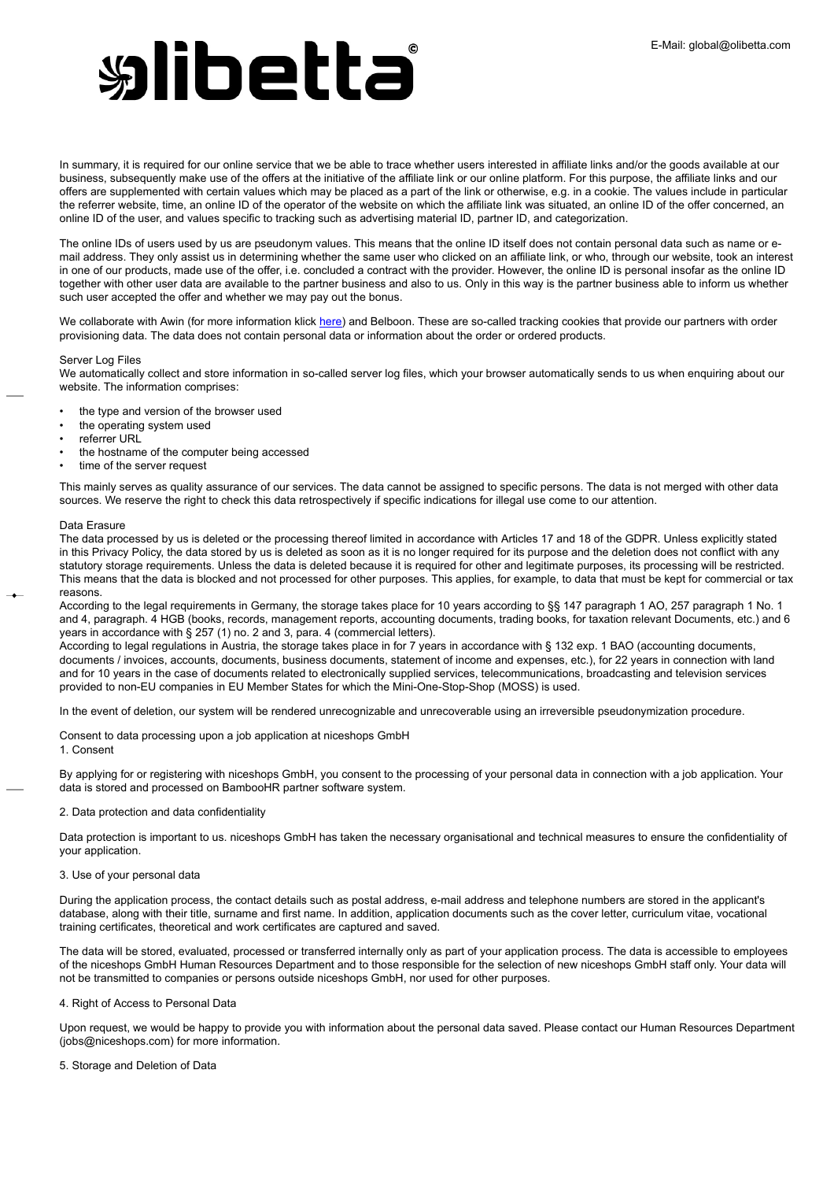In summary, it is required for our online service that we be able to trace whether users interested in affiliate links and/or the goods available at our business, subsequently make use of the offers at the initiative of the affiliate link or our online platform. For this purpose, the affiliate links and our offers are supplemented with certain values which may be placed as a part of the link or otherwise, e.g. in a cookie. The values include in particular the referrer website, time, an online ID of the operator of the website on which the affiliate link was situated, an online ID of the offer concerned, an online ID of the user, and values specific to tracking such as advertising material ID, partner ID, and categorization.

The online IDs of users used by us are pseudonym values. This means that the online ID itself does not contain personal data such as name or e-mail address. They only assist us in determining whether the same user who clicked on an affiliate link, or who, through our website, took an interest in one of our products, made use of the offer, i.e. concluded a contract with the provider. However, the online ID is personal insofar as the online ID together with other user data are available to the partner business and also to us. Only in this way is the partner business able to inform us whether such user accepted the offer and whether we may pay out the bonus.

We collaborate with Awin (for more information klick here) and Belboon. These are so-called tracking cookies that provide our partners with order provisioning data. The data does not contain personal data or information about the order or ordered products.

Server Log Files

We automatically collect and store information in so-called server log files, which your browser automatically sends to us when enquiring about our website. The information comprises:

- the type and version of the browser used
- the operating system used
- referrer URL
- the hostname of the computer being accessed
- time of the server request

This mainly serves as quality assurance of our services. The data cannot be assigned to specific persons. The data is not merged with other data sources. We reserve the right to check this data retrospectively if specific indications for illegal use come to our attention.

Data Erasure

The data processed by us is deleted or the processing thereof limited in accordance with Articles 17 and 18 of the GDPR. Unless explicitly stated in this Privacy Policy, the data stored by us is deleted as soon as it is no longer required for its purpose and the deletion does not conflict with any statutory storage requirements. Unless the data is deleted because it is required for other and legitimate purposes, its processing will be restricted. This means that the data is blocked and not processed for other purposes. This applies, for example, to data that must be kept for commercial or tax reasons.

According to the legal requirements in Germany, the storage takes place for 10 years according to §§ 147 paragraph 1 AO, 257 paragraph 1 No. 1 and 4, paragraph. 4 HGB (books, records, management reports, accounting documents, trading books, for taxation relevant Documents, etc.) and 6 years in accordance with § 257 (1) no. 2 and 3, para. 4 (commercial letters).

According to legal regulations in Austria, the storage takes place in for 7 years in accordance with § 132 exp. 1 BAO (accounting documents, documents / invoices, accounts, documents, business documents, statement of income and expenses, etc.), for 22 years in connection with land and for 10 years in the case of documents related to electronically supplied services, telecommunications, broadcasting and television services provided to non-EU companies in EU Member States for which the Mini-One-Stop-Shop (MOSS) is used.

In the event of deletion, our system will be rendered unrecognizable and unrecoverable using an irreversible pseudonymization procedure.

Consent to data processing upon a job application at niceshops GmbH

1. Consent

By applying for or registering with niceshops GmbH, you consent to the processing of your personal data in connection with a job application. Your data is stored and processed on BambooHR partner software system.

2. Data protection and data confidentiality

Data protection is important to us. niceshops GmbH has taken the necessary organisational and technical measures to ensure the confidentiality of your application.

3. Use of your personal data

During the application process, the contact details such as postal address, e-mail address and telephone numbers are stored in the applicant's database, along with their title, surname and first name. In addition, application documents such as the cover letter, curriculum vitae, vocational training certificates, theoretical and work certificates are captured and saved.

The data will be stored, evaluated, processed or transferred internally only as part of your application process. The data is accessible to employees of the niceshops GmbH Human Resources Department and to those responsible for the selection of new niceshops GmbH staff only. Your data will not be transmitted to companies or persons outside niceshops GmbH, nor used for other purposes.

4. Right of Access to Personal Data

Upon request, we would be happy to provide you with information about the personal data saved. Please contact our Human Resources Department (jobs@niceshops.com) for more information.

5. Storage and Deletion of Data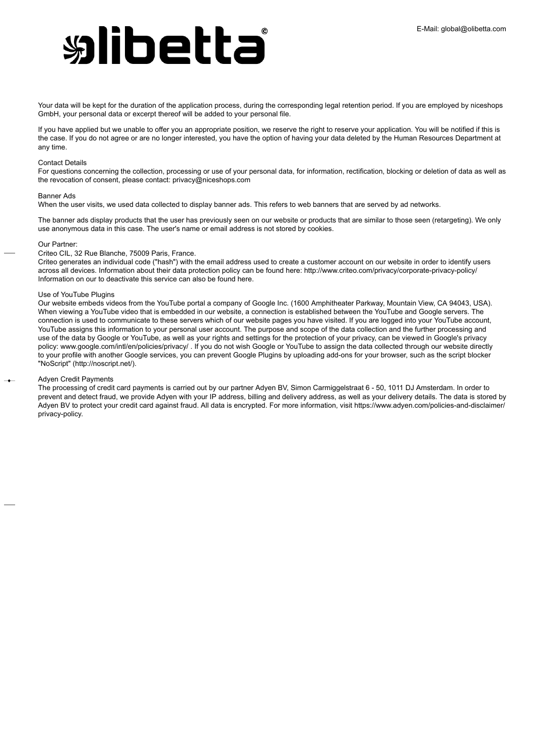Your data will be kept for the duration of the application process, during the corresponding legal retention period. If you are employed by niceshops GmbH, your personal data or excerpt thereof will be added to your personal file.

If you have applied but we unable to offer you an appropriate position, we reserve the right to reserve your application. You will be notified if this is the case. If you do not agree or are no longer interested, you have the option of having your data deleted by the Human Resources Department at any time.

Contact Details
For questions concerning the collection, processing or use of your personal data, for information, rectification, blocking or deletion of data as well as the revocation of consent, please contact: privacy@niceshops.com

Banner Ads
When the user visits, we used data collected to display banner ads. This refers to web banners that are served by ad networks.

The banner ads display products that the user has previously seen on our website or products that are similar to those seen (retargeting). We only use anonymous data in this case. The user's name or email address is not stored by cookies.

Our Partner:
Criteo CIL, 32 Rue Blanche, 75009 Paris, France.
Criteo generates an individual code ("hash") with the email address used to create a customer account on our website in order to identify users across all devices. Information about their data protection policy can be found here: http://www.criteo.com/privacy/corporate-privacy-policy/
Information on our to deactivate this service can also be found here.

Use of YouTube Plugins
Our website embeds videos from the YouTube portal a company of Google Inc. (1600 Amphitheater Parkway, Mountain View, CA 94043, USA). When viewing a YouTube video that is embedded in our website, a connection is established between the YouTube and Google servers. The connection is used to communicate to these servers which of our website pages you have visited. If you are logged into your YouTube account, YouTube assigns this information to your personal user account. The purpose and scope of the data collection and the further processing and use of the data by Google or YouTube, as well as your rights and settings for the protection of your privacy, can be viewed in Google's privacy policy: www.google.com/intl/en/policies/privacy/ . If you do not wish Google or YouTube to assign the data collected through our website directly to your profile with another Google services, you can prevent Google Plugins by uploading add-ons for your browser, such as the script blocker "NoScript" (http://noscript.net/).

Adyen Credit Payments
The processing of credit card payments is carried out by our partner Adyen BV, Simon Carmiggelstraat 6 - 50, 1011 DJ Amsterdam. In order to prevent and detect fraud, we provide Adyen with your IP address, billing and delivery address, as well as your delivery details. The data is stored by Adyen BV to protect your credit card against fraud. All data is encrypted. For more information, visit https://www.adyen.com/policies-and-disclaimer/privacy-policy.